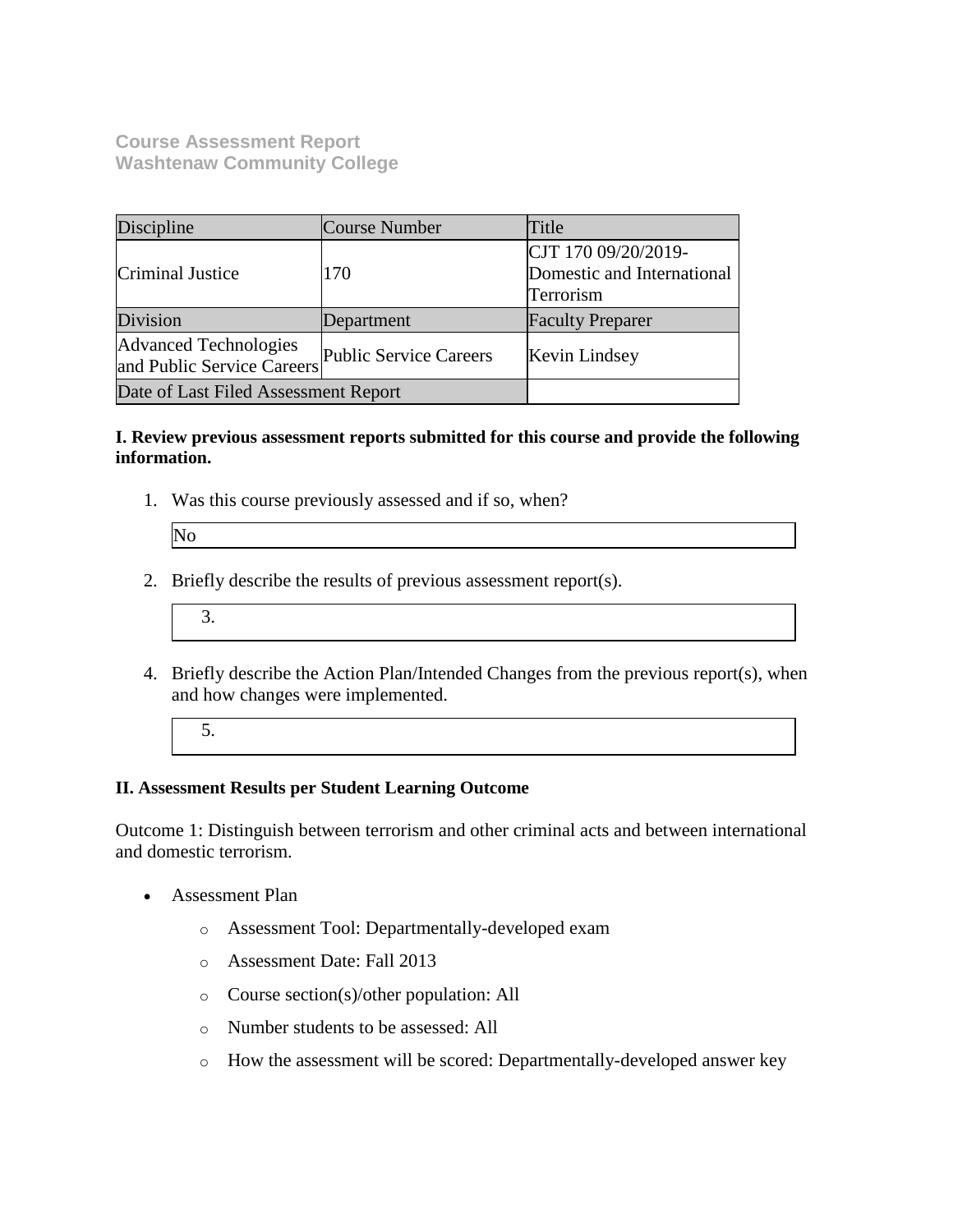**Course Assessment Report**
**Washtenaw Community College**

| Discipline | Course Number | Title |
|---|---|---|
| Criminal Justice | 170 | CJT 170 09/20/2019-Domestic and International Terrorism |
| Division | Department | Faculty Preparer |
| Advanced Technologies and Public Service Careers | Public Service Careers | Kevin Lindsey |
| Date of Last Filed Assessment Report | | |

**I. Review previous assessment reports submitted for this course and provide the following information.**

1. Was this course previously assessed and if so, when?

   No

2. Briefly describe the results of previous assessment report(s).

3.

4. Briefly describe the Action Plan/Intended Changes from the previous report(s), when and how changes were implemented.

5.

**II. Assessment Results per Student Learning Outcome**

Outcome 1: Distinguish between terrorism and other criminal acts and between international and domestic terrorism.

- Assessment Plan
  - Assessment Tool: Departmentally-developed exam
  - Assessment Date: Fall 2013
  - Course section(s)/other population: All
  - Number students to be assessed: All
  - How the assessment will be scored: Departmentally-developed answer key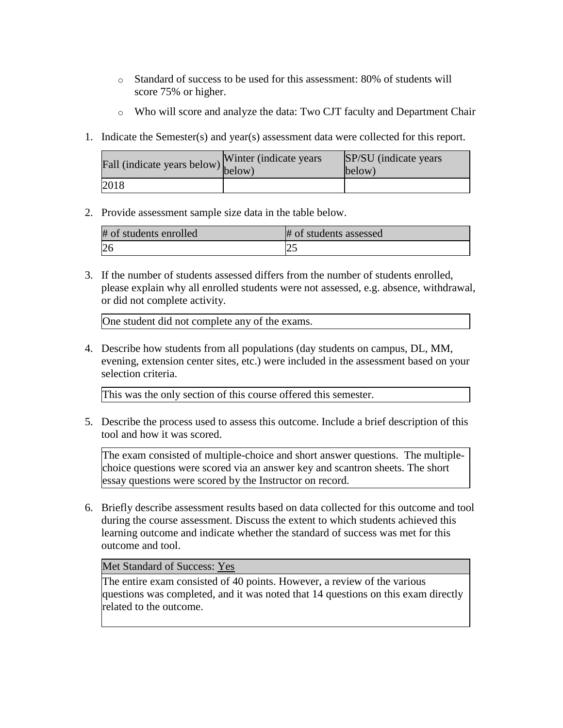- Standard of success to be used for this assessment: 80% of students will score 75% or higher.
  - Who will score and analyze the data: Two CJT faculty and Department Chair

1. Indicate the Semester(s) and year(s) assessment data were collected for this report.

| Fall (indicate years below) | Winter (indicate years below) | SP/SU (indicate years below) |
| --- | --- | --- |
| 2018 | | |

2. Provide assessment sample size data in the table below.

| # of students enrolled | # of students assessed |
| --- | --- |
| 26 | 25 |

3. If the number of students assessed differs from the number of students enrolled, please explain why all enrolled students were not assessed, e.g. absence, withdrawal, or did not complete activity.

One student did not complete any of the exams.

4. Describe how students from all populations (day students on campus, DL, MM, evening, extension center sites, etc.) were included in the assessment based on your selection criteria.

This was the only section of this course offered this semester.

5. Describe the process used to assess this outcome. Include a brief description of this tool and how it was scored.

The exam consisted of multiple-choice and short answer questions. The multiple-choice questions were scored via an answer key and scantron sheets. The short essay questions were scored by the Instructor on record.

6. Briefly describe assessment results based on data collected for this outcome and tool during the course assessment. Discuss the extent to which students achieved this learning outcome and indicate whether the standard of success was met for this outcome and tool.

Met Standard of Success: Yes

The entire exam consisted of 40 points. However, a review of the various questions was completed, and it was noted that 14 questions on this exam directly related to the outcome.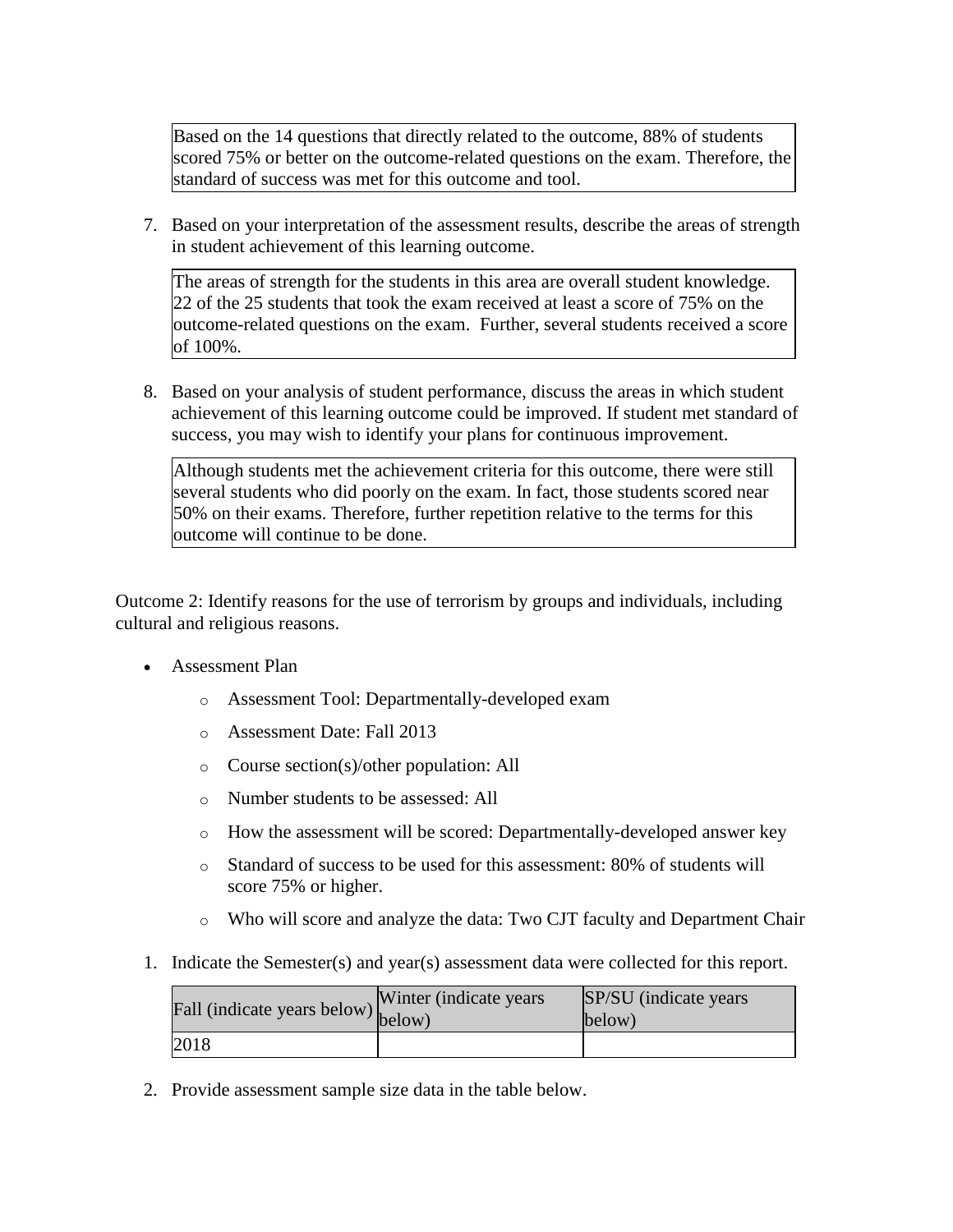Based on the 14 questions that directly related to the outcome, 88% of students scored 75% or better on the outcome-related questions on the exam. Therefore, the standard of success was met for this outcome and tool.

7. Based on your interpretation of the assessment results, describe the areas of strength in student achievement of this learning outcome.

The areas of strength for the students in this area are overall student knowledge. 22 of the 25 students that took the exam received at least a score of 75% on the outcome-related questions on the exam. Further, several students received a score of 100%.

8. Based on your analysis of student performance, discuss the areas in which student achievement of this learning outcome could be improved. If student met standard of success, you may wish to identify your plans for continuous improvement.

Although students met the achievement criteria for this outcome, there were still several students who did poorly on the exam. In fact, those students scored near 50% on their exams. Therefore, further repetition relative to the terms for this outcome will continue to be done.

Outcome 2: Identify reasons for the use of terrorism by groups and individuals, including cultural and religious reasons.

- Assessment Plan
  - Assessment Tool: Departmentally-developed exam
  - Assessment Date: Fall 2013
  - Course section(s)/other population: All
  - Number students to be assessed: All
  - How the assessment will be scored: Departmentally-developed answer key
  - Standard of success to be used for this assessment: 80% of students will score 75% or higher.
  - Who will score and analyze the data: Two CJT faculty and Department Chair

1. Indicate the Semester(s) and year(s) assessment data were collected for this report.

| Fall (indicate years below) | Winter (indicate years below) | SP/SU (indicate years below) |
|---|---|---|
| 2018 | | |

2. Provide assessment sample size data in the table below.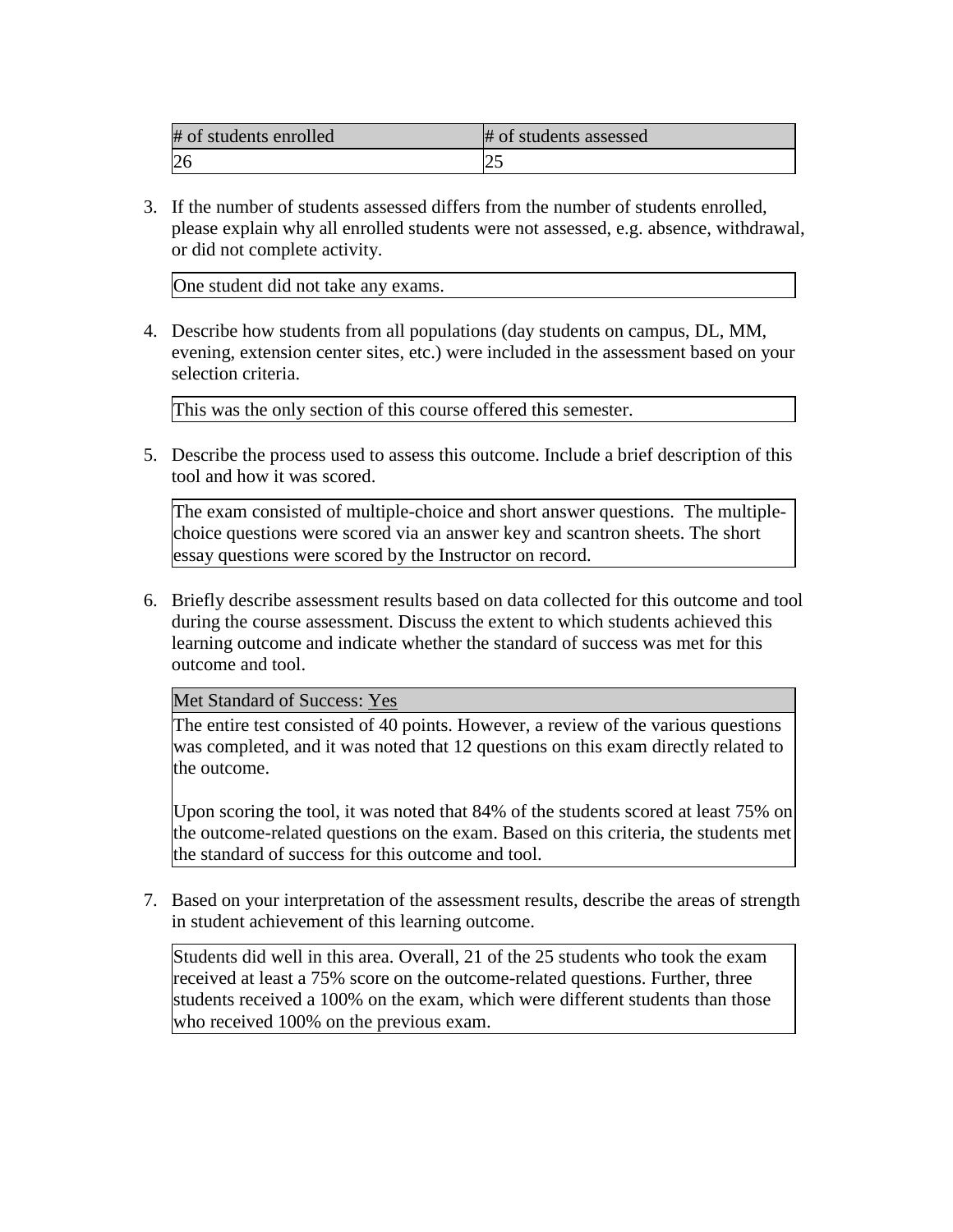| # of students enrolled | # of students assessed |
|---|---|
| 26 | 25 |

3. If the number of students assessed differs from the number of students enrolled, please explain why all enrolled students were not assessed, e.g. absence, withdrawal, or did not complete activity.

| One student did not take any exams. |
|---|

4. Describe how students from all populations (day students on campus, DL, MM, evening, extension center sites, etc.) were included in the assessment based on your selection criteria.

| This was the only section of this course offered this semester. |
|---|

5. Describe the process used to assess this outcome. Include a brief description of this tool and how it was scored.

| The exam consisted of multiple-choice and short answer questions. The multiple-choice questions were scored via an answer key and scantron sheets. The short essay questions were scored by the Instructor on record. |
|---|

6. Briefly describe assessment results based on data collected for this outcome and tool during the course assessment. Discuss the extent to which students achieved this learning outcome and indicate whether the standard of success was met for this outcome and tool.

| Met Standard of Success: Yes |
|---|
| The entire test consisted of 40 points. However, a review of the various questions was completed, and it was noted that 12 questions on this exam directly related to the outcome.<br><br>Upon scoring the tool, it was noted that 84% of the students scored at least 75% on the outcome-related questions on the exam. Based on this criteria, the students met the standard of success for this outcome and tool. |

7. Based on your interpretation of the assessment results, describe the areas of strength in student achievement of this learning outcome.

| Students did well in this area. Overall, 21 of the 25 students who took the exam received at least a 75% score on the outcome-related questions. Further, three students received a 100% on the exam, which were different students than those who received 100% on the previous exam. |
|---|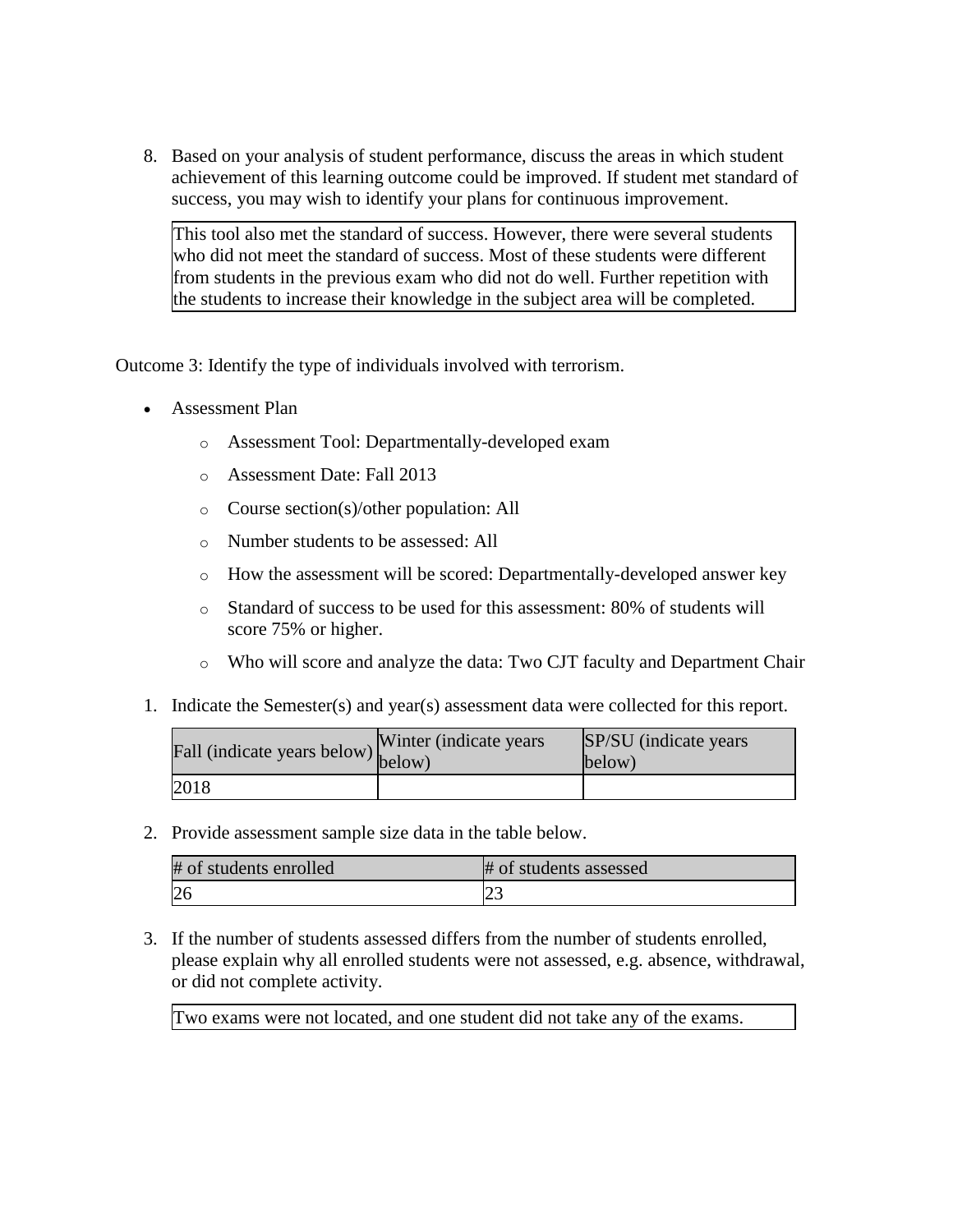8. Based on your analysis of student performance, discuss the areas in which student achievement of this learning outcome could be improved. If student met standard of success, you may wish to identify your plans for continuous improvement.

| This tool also met the standard of success. However, there were several students who did not meet the standard of success. Most of these students were different from students in the previous exam who did not do well. Further repetition with the students to increase their knowledge in the subject area will be completed. |
|---|

Outcome 3: Identify the type of individuals involved with terrorism.

- Assessment Plan
  - Assessment Tool: Departmentally-developed exam
  - Assessment Date: Fall 2013
  - Course section(s)/other population: All
  - Number students to be assessed: All
  - How the assessment will be scored: Departmentally-developed answer key
  - Standard of success to be used for this assessment: 80% of students will score 75% or higher.
  - Who will score and analyze the data: Two CJT faculty and Department Chair

1. Indicate the Semester(s) and year(s) assessment data were collected for this report.

| Fall (indicate years below) | Winter (indicate years below) | SP/SU (indicate years below) |
|---|---|---|
| 2018 | | |

2. Provide assessment sample size data in the table below.

| # of students enrolled | # of students assessed |
|---|---|
| 26 | 23 |

3. If the number of students assessed differs from the number of students enrolled, please explain why all enrolled students were not assessed, e.g. absence, withdrawal, or did not complete activity.

| Two exams were not located, and one student did not take any of the exams. |
|---|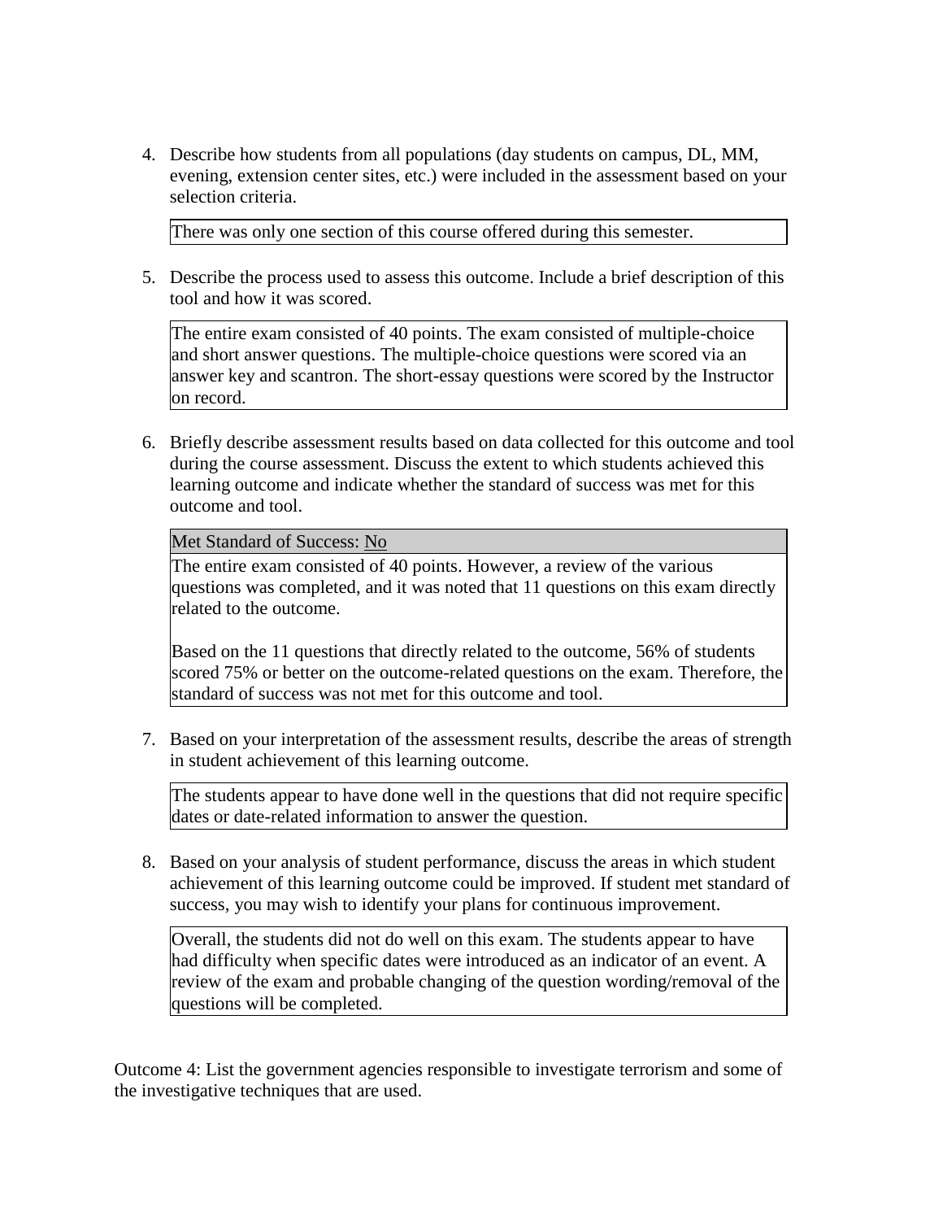4. Describe how students from all populations (day students on campus, DL, MM, evening, extension center sites, etc.) were included in the assessment based on your selection criteria.

   | There was only one section of this course offered during this semester. |
   |---|

5. Describe the process used to assess this outcome. Include a brief description of this tool and how it was scored.

   | The entire exam consisted of 40 points. The exam consisted of multiple-choice and short answer questions. The multiple-choice questions were scored via an answer key and scantron. The short-essay questions were scored by the Instructor on record. |
   |---|

6. Briefly describe assessment results based on data collected for this outcome and tool during the course assessment. Discuss the extent to which students achieved this learning outcome and indicate whether the standard of success was met for this outcome and tool.

   | Met Standard of Success: No |
   |---|
   | The entire exam consisted of 40 points. However, a review of the various questions was completed, and it was noted that 11 questions on this exam directly related to the outcome.<br><br>Based on the 11 questions that directly related to the outcome, 56% of students scored 75% or better on the outcome-related questions on the exam. Therefore, the standard of success was not met for this outcome and tool. |

7. Based on your interpretation of the assessment results, describe the areas of strength in student achievement of this learning outcome.

   | The students appear to have done well in the questions that did not require specific dates or date-related information to answer the question. |
   |---|

8. Based on your analysis of student performance, discuss the areas in which student achievement of this learning outcome could be improved. If student met standard of success, you may wish to identify your plans for continuous improvement.

   | Overall, the students did not do well on this exam. The students appear to have had difficulty when specific dates were introduced as an indicator of an event. A review of the exam and probable changing of the question wording/removal of the questions will be completed. |
   |---|

Outcome 4: List the government agencies responsible to investigate terrorism and some of the investigative techniques that are used.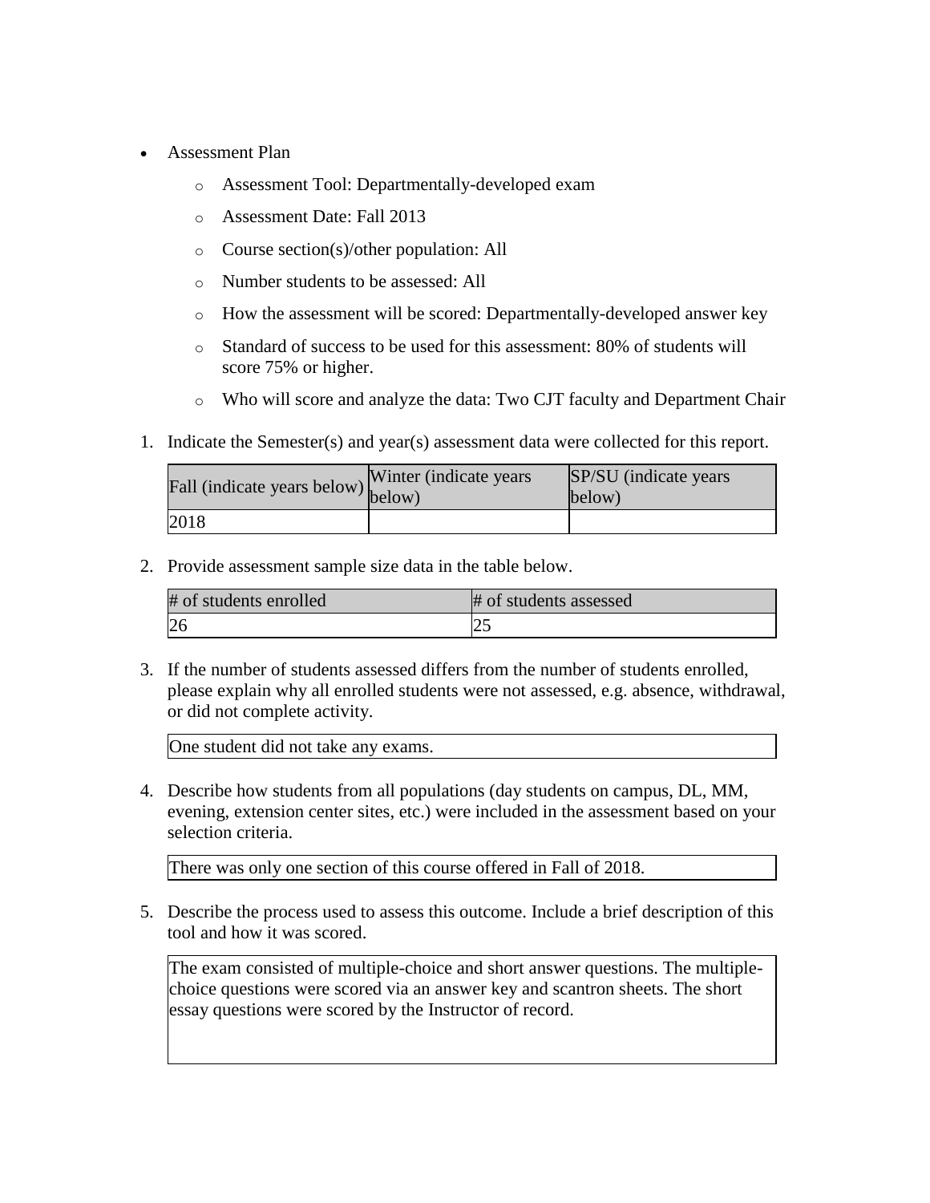- Assessment Plan
  - Assessment Tool: Departmentally-developed exam
  - Assessment Date: Fall 2013
  - Course section(s)/other population: All
  - Number students to be assessed: All
  - How the assessment will be scored: Departmentally-developed answer key
  - Standard of success to be used for this assessment: 80% of students will score 75% or higher.
  - Who will score and analyze the data: Two CJT faculty and Department Chair

1. Indicate the Semester(s) and year(s) assessment data were collected for this report.

| Fall (indicate years below) | Winter (indicate years below) | SP/SU (indicate years below) |
| --- | --- | --- |
| 2018 | | |

2. Provide assessment sample size data in the table below.

| # of students enrolled | # of students assessed |
| --- | --- |
| 26 | 25 |

3. If the number of students assessed differs from the number of students enrolled, please explain why all enrolled students were not assessed, e.g. absence, withdrawal, or did not complete activity.

One student did not take any exams.

4. Describe how students from all populations (day students on campus, DL, MM, evening, extension center sites, etc.) were included in the assessment based on your selection criteria.

There was only one section of this course offered in Fall of 2018.

5. Describe the process used to assess this outcome. Include a brief description of this tool and how it was scored.

The exam consisted of multiple-choice and short answer questions. The multiple-choice questions were scored via an answer key and scantron sheets. The short essay questions were scored by the Instructor of record.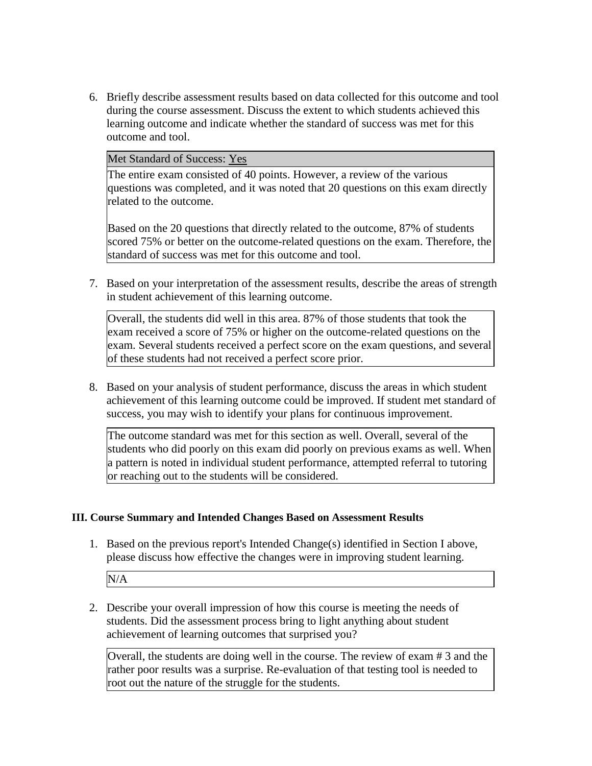6. Briefly describe assessment results based on data collected for this outcome and tool during the course assessment. Discuss the extent to which students achieved this learning outcome and indicate whether the standard of success was met for this outcome and tool.

| Met Standard of Success: Yes |
|---|
| The entire exam consisted of 40 points. However, a review of the various questions was completed, and it was noted that 20 questions on this exam directly related to the outcome.<br><br>Based on the 20 questions that directly related to the outcome, 87% of students scored 75% or better on the outcome-related questions on the exam. Therefore, the standard of success was met for this outcome and tool. |

7. Based on your interpretation of the assessment results, describe the areas of strength in student achievement of this learning outcome.

| Overall, the students did well in this area. 87% of those students that took the exam received a score of 75% or higher on the outcome-related questions on the exam. Several students received a perfect score on the exam questions, and several of these students had not received a perfect score prior. |
|---|

8. Based on your analysis of student performance, discuss the areas in which student achievement of this learning outcome could be improved. If student met standard of success, you may wish to identify your plans for continuous improvement.

| The outcome standard was met for this section as well. Overall, several of the students who did poorly on this exam did poorly on previous exams as well. When a pattern is noted in individual student performance, attempted referral to tutoring or reaching out to the students will be considered. |
|---|

### III. Course Summary and Intended Changes Based on Assessment Results

1. Based on the previous report's Intended Change(s) identified in Section I above, please discuss how effective the changes were in improving student learning.

| N/A |
|---|

2. Describe your overall impression of how this course is meeting the needs of students. Did the assessment process bring to light anything about student achievement of learning outcomes that surprised you?

| Overall, the students are doing well in the course. The review of exam # 3 and the rather poor results was a surprise. Re-evaluation of that testing tool is needed to root out the nature of the struggle for the students. |
|---|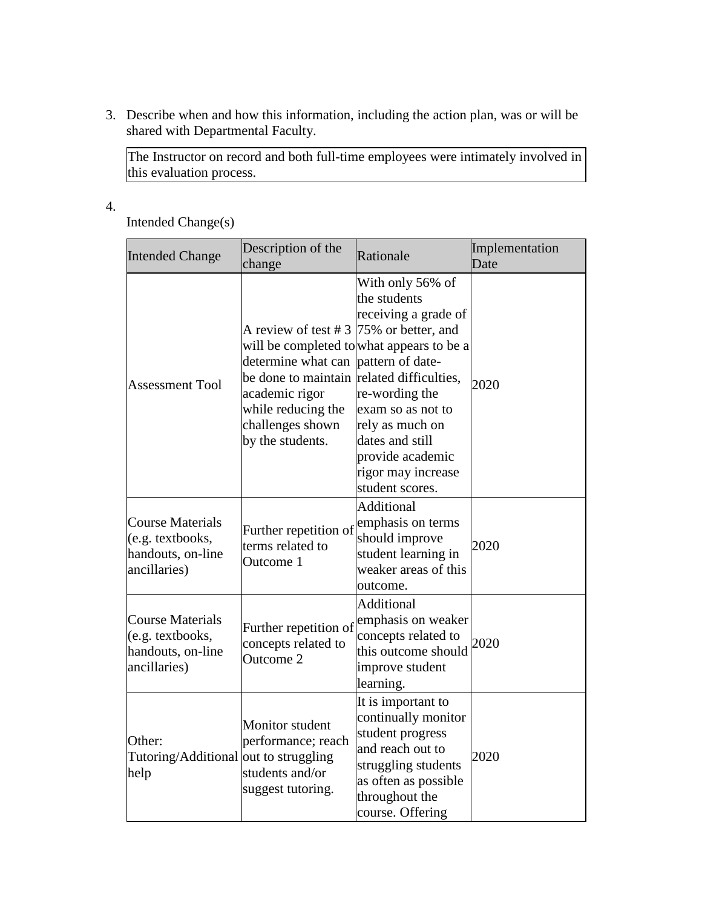3. Describe when and how this information, including the action plan, was or will be shared with Departmental Faculty.

| The Instructor on record and both full-time employees were intimately involved in this evaluation process. |
|---|

4. Intended Change(s)

| Intended Change | Description of the change | Rationale | Implementation Date |
|---|---|---|---|
| Assessment Tool | A review of test # 3 will be completed to determine what can be done to maintain academic rigor while reducing the challenges shown by the students. | With only 56% of the students receiving a grade of 75% or better, and what appears to be a pattern of date-related difficulties, re-wording the exam so as not to rely as much on dates and still provide academic rigor may increase student scores. | 2020 |
| Course Materials (e.g. textbooks, handouts, on-line ancillaries) | Further repetition of terms related to Outcome 1 | Additional emphasis on terms should improve student learning in weaker areas of this outcome. | 2020 |
| Course Materials (e.g. textbooks, handouts, on-line ancillaries) | Further repetition of concepts related to Outcome 2 | Additional emphasis on weaker concepts related to this outcome should improve student learning. | 2020 |
| Other: Tutoring/Additional help | Monitor student performance; reach out to struggling students and/or suggest tutoring. | It is important to continually monitor student progress and reach out to struggling students as often as possible throughout the course. Offering | 2020 |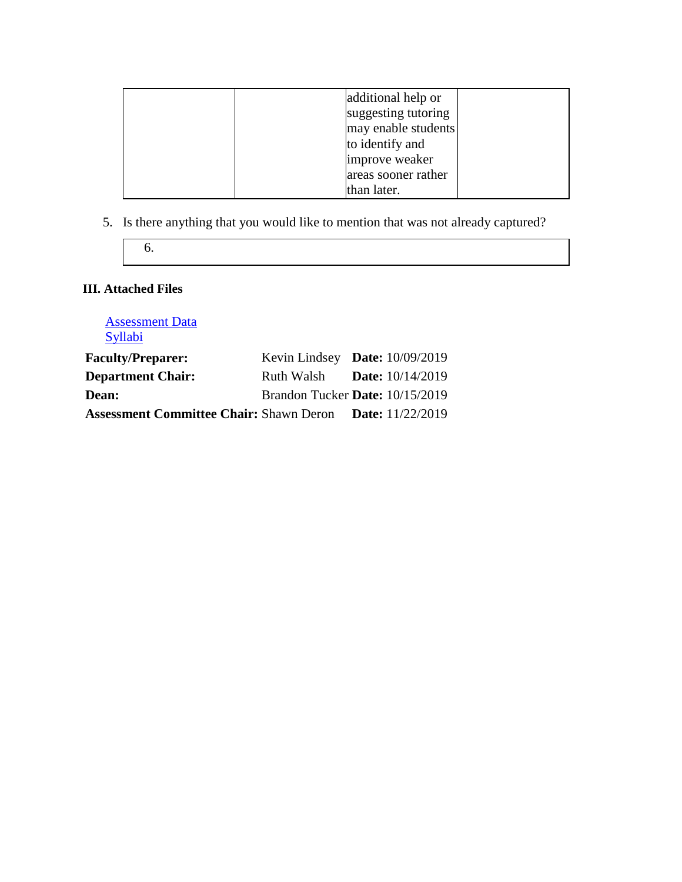| | | | |
|---|---|---|---|
| | | additional help or suggesting tutoring may enable students to identify and improve weaker areas sooner rather than later. | |

5. Is there anything that you would like to mention that was not already captured?

| |
|---|
| 6. |

**III. Attached Files**

Assessment Data
Syllabi

| | | |
|---|---|---|
| **Faculty/Preparer:** | Kevin Lindsey | **Date:** 10/09/2019 |
| **Department Chair:** | Ruth Walsh | **Date:** 10/14/2019 |
| **Dean:** | Brandon Tucker | **Date:** 10/15/2019 |
| **Assessment Committee Chair:** | Shawn Deron | **Date:** 11/22/2019 |